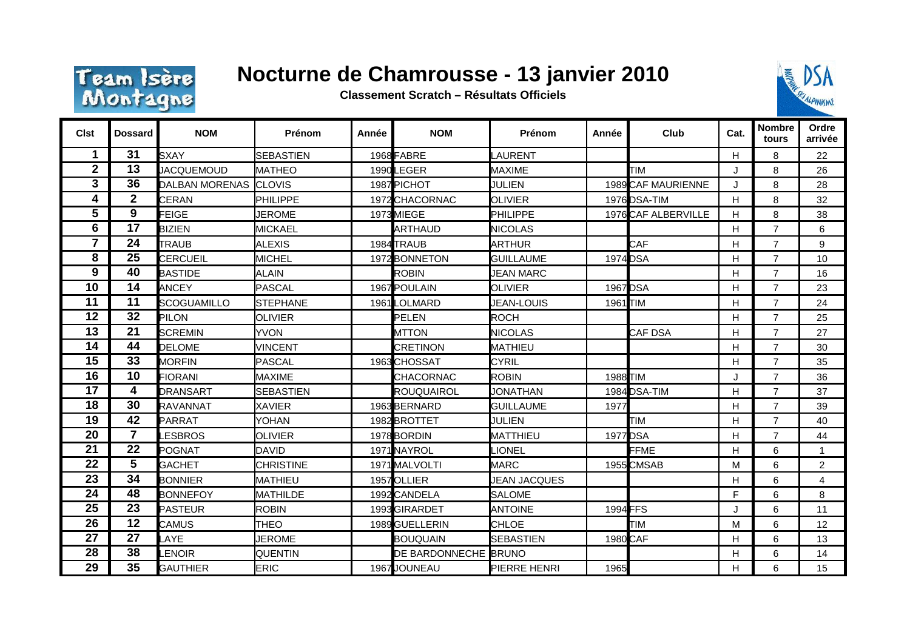# Nocturne de Chamrousse - 13 janvier 2010

**Classement Scratch – Résultats Officiels**

| Clst | Dossard | NOM | Prénom | Année | NOM | Prénom | Année | Club | Cat. | Nombre tours | Ordre arrivée |
|---|---|---|---|---|---|---|---|---|---|---|---|
| 1 | 31 | SXAY | SEBASTIEN | 1968 | FABRE | LAURENT | | | H | 8 | 22 |
| 2 | 13 | JACQUEMOUD | MATHEO | 1990 | LEGER | MAXIME | | TIM | J | 8 | 26 |
| 3 | 36 | DALBAN MORENAS | CLOVIS | 1987 | PICHOT | JULIEN | 1989 | CAF MAURIENNE | J | 8 | 28 |
| 4 | 2 | CERAN | PHILIPPE | 1972 | CHACORNAC | OLIVIER | 1976 | DSA-TIM | H | 8 | 32 |
| 5 | 9 | FEIGE | JEROME | 1973 | MIEGE | PHILIPPE | 1976 | CAF ALBERVILLE | H | 8 | 38 |
| 6 | 17 | BIZIEN | MICKAEL | | ARTHAUD | NICOLAS | | | H | 7 | 6 |
| 7 | 24 | TRAUB | ALEXIS | 1984 | TRAUB | ARTHUR | | CAF | H | 7 | 9 |
| 8 | 25 | CERCUEIL | MICHEL | 1972 | BONNETON | GUILLAUME | 1974 | DSA | H | 7 | 10 |
| 9 | 40 | BASTIDE | ALAIN | | ROBIN | JEAN MARC | | | H | 7 | 16 |
| 10 | 14 | ANCEY | PASCAL | 1967 | POULAIN | OLIVIER | 1967 | DSA | H | 7 | 23 |
| 11 | 11 | SCOGUAMILLO | STEPHANE | 1961 | LOLMARD | JEAN-LOUIS | 1961 | TIM | H | 7 | 24 |
| 12 | 32 | PILON | OLIVIER | | PELEN | ROCH | | | H | 7 | 25 |
| 13 | 21 | SCREMIN | YVON | | MTTON | NICOLAS | | CAF DSA | H | 7 | 27 |
| 14 | 44 | DELOME | VINCENT | | CRETINON | MATHIEU | | | H | 7 | 30 |
| 15 | 33 | MORFIN | PASCAL | 1963 | CHOSSAT | CYRIL | | | H | 7 | 35 |
| 16 | 10 | FIORANI | MAXIME | | CHACORNAC | ROBIN | 1988 | TIM | J | 7 | 36 |
| 17 | 4 | DRANSART | SEBASTIEN | | ROUQUAIROL | JONATHAN | 1984 | DSA-TIM | H | 7 | 37 |
| 18 | 30 | RAVANNAT | XAVIER | 1963 | BERNARD | GUILLAUME | 1977 | | H | 7 | 39 |
| 19 | 42 | PARRAT | YOHAN | 1982 | BROTTET | JULIEN | | TIM | H | 7 | 40 |
| 20 | 7 | LESBROS | OLIVIER | 1978 | BORDIN | MATTHIEU | 1977 | DSA | H | 7 | 44 |
| 21 | 22 | POGNAT | DAVID | 1971 | NAYROL | LIONEL | | FFME | H | 6 | 1 |
| 22 | 5 | GACHET | CHRISTINE | 1971 | MALVOLTI | MARC | 1955 | CMSAB | M | 6 | 2 |
| 23 | 34 | BONNIER | MATHIEU | 1957 | OLLIER | JEAN JACQUES | | | H | 6 | 4 |
| 24 | 48 | BONNEFOY | MATHILDE | 1992 | CANDELA | SALOME | | | F | 6 | 8 |
| 25 | 23 | PASTEUR | ROBIN | 1993 | GIRARDET | ANTOINE | 1994 | FFS | J | 6 | 11 |
| 26 | 12 | CAMUS | THEO | 1989 | GUELLERIN | CHLOE | | TIM | M | 6 | 12 |
| 27 | 27 | LAYE | JEROME | | BOUQUAIN | SEBASTIEN | 1980 | CAF | H | 6 | 13 |
| 28 | 38 | LENOIR | QUENTIN | | DE BARDONNECHE | BRUNO | | | H | 6 | 14 |
| 29 | 35 | GAUTHIER | ERIC | 1967 | JOUNEAU | PIERRE HENRI | 1965 | | H | 6 | 15 |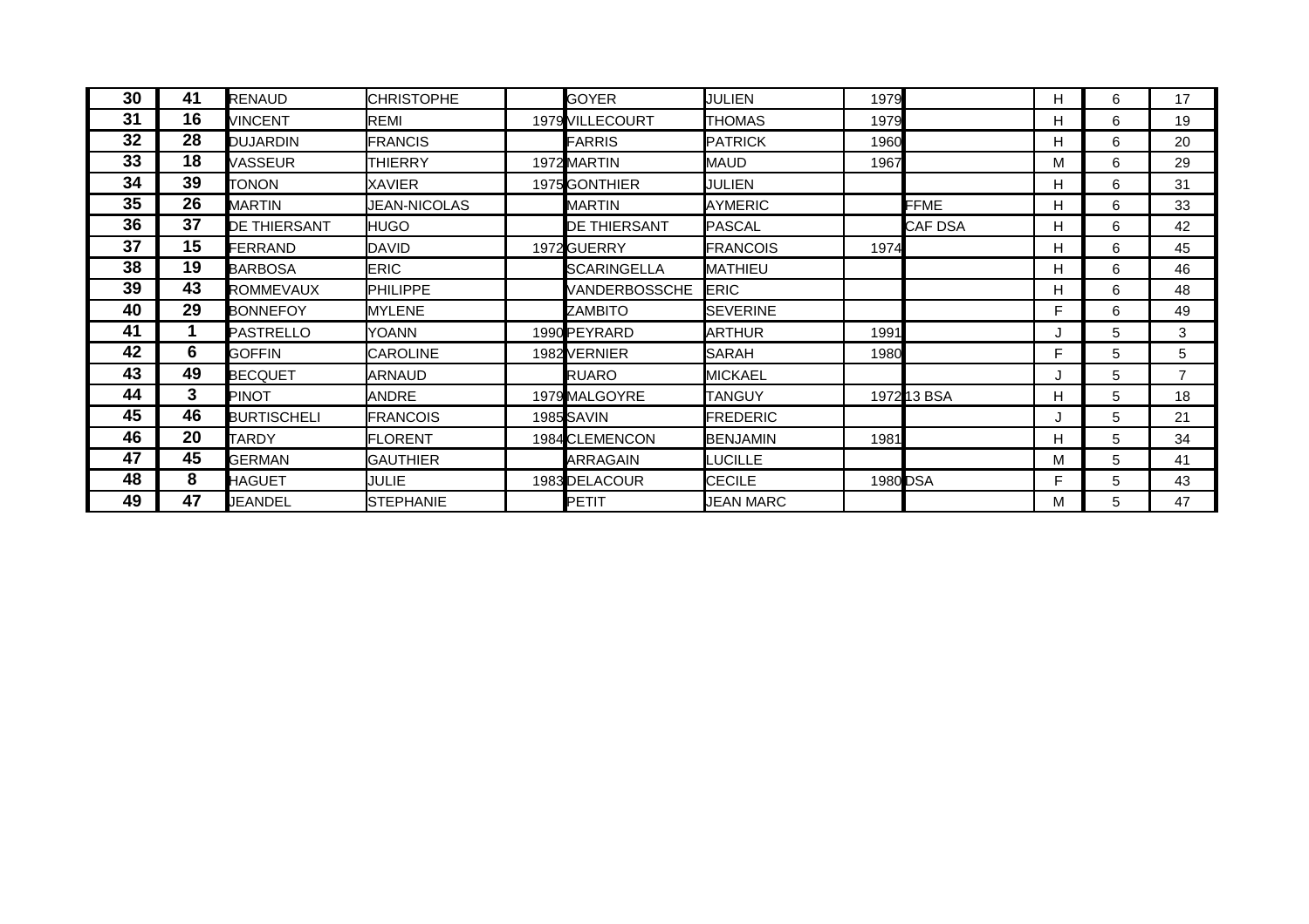| | | | | | | | | | | | |
|---|---|---|---|---|---|---|---|---|---|---|---|
| 30 | 41 | RENAUD | CHRISTOPHE | | GOYER | JULIEN | 1979 | | H | 6 | 17 |
| 31 | 16 | VINCENT | REMI | 1979 | VILLECOURT | THOMAS | 1979 | | H | 6 | 19 |
| 32 | 28 | DUJARDIN | FRANCIS | | FARRIS | PATRICK | 1960 | | H | 6 | 20 |
| 33 | 18 | VASSEUR | THIERRY | 1972 | MARTIN | MAUD | 1967 | | M | 6 | 29 |
| 34 | 39 | TONON | XAVIER | 1975 | GONTHIER | JULIEN | | | H | 6 | 31 |
| 35 | 26 | MARTIN | JEAN-NICOLAS | | MARTIN | AYMERIC | | FFME | H | 6 | 33 |
| 36 | 37 | DE THIERSANT | HUGO | | DE THIERSANT | PASCAL | | CAF DSA | H | 6 | 42 |
| 37 | 15 | FERRAND | DAVID | 1972 | GUERRY | FRANCOIS | 1974 | | H | 6 | 45 |
| 38 | 19 | BARBOSA | ERIC | | SCARINGELLA | MATHIEU | | | H | 6 | 46 |
| 39 | 43 | ROMMEVAUX | PHILIPPE | | VANDERBOSSCHE | ERIC | | | H | 6 | 48 |
| 40 | 29 | BONNEFOY | MYLENE | | ZAMBITO | SEVERINE | | | F | 6 | 49 |
| 41 | 1 | PASTRELLO | YOANN | 1990 | PEYRARD | ARTHUR | 1991 | | J | 5 | 3 |
| 42 | 6 | GOFFIN | CAROLINE | 1982 | VERNIER | SARAH | 1980 | | F | 5 | 5 |
| 43 | 49 | BECQUET | ARNAUD | | RUARO | MICKAEL | | | J | 5 | 7 |
| 44 | 3 | PINOT | ANDRE | 1979 | MALGOYRE | TANGUY | 1972 | 13 BSA | H | 5 | 18 |
| 45 | 46 | BURTISCHELI | FRANCOIS | 1985 | SAVIN | FREDERIC | | | J | 5 | 21 |
| 46 | 20 | TARDY | FLORENT | 1984 | CLEMENCON | BENJAMIN | 1981 | | H | 5 | 34 |
| 47 | 45 | GERMAN | GAUTHIER | | ARRAGAIN | LUCILLE | | | M | 5 | 41 |
| 48 | 8 | HAGUET | JULIE | 1983 | DELACOUR | CECILE | 1980 | DSA | F | 5 | 43 |
| 49 | 47 | JEANDEL | STEPHANIE | | PETIT | JEAN MARC | | | M | 5 | 47 |